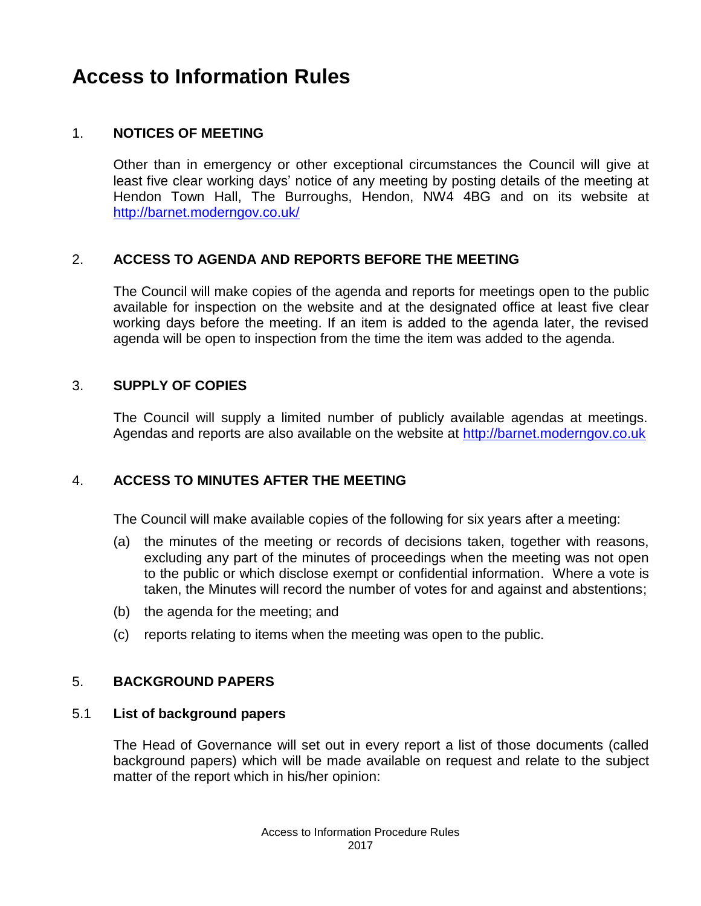# Access to Information Rules

## 1. NOTICES OF MEETING

Other than in emergency or other exceptional circumstances the Council will give at least five clear working days' notice of any meeting by posting details of the meeting at Hendon Town Hall, The Burroughs, Hendon, NW4 4BG and on its website at http://barnet.moderngov.co.uk/

## 2. ACCESS TO AGENDA AND REPORTS BEFORE THE MEETING

The Council will make copies of the agenda and reports for meetings open to the public available for inspection on the website and at the designated office at least five clear working days before the meeting. If an item is added to the agenda later, the revised agenda will be open to inspection from the time the item was added to the agenda.

## 3. SUPPLY OF COPIES

The Council will supply a limited number of publicly available agendas at meetings. Agendas and reports are also available on the website at http://barnet.moderngov.co.uk

## 4. ACCESS TO MINUTES AFTER THE MEETING

The Council will make available copies of the following for six years after a meeting:

(a) the minutes of the meeting or records of decisions taken, together with reasons, excluding any part of the minutes of proceedings when the meeting was not open to the public or which disclose exempt or confidential information. Where a vote is taken, the Minutes will record the number of votes for and against and abstentions;

(b) the agenda for the meeting; and

(c) reports relating to items when the meeting was open to the public.

## 5. BACKGROUND PAPERS

### 5.1 List of background papers

The Head of Governance will set out in every report a list of those documents (called background papers) which will be made available on request and relate to the subject matter of the report which in his/her opinion: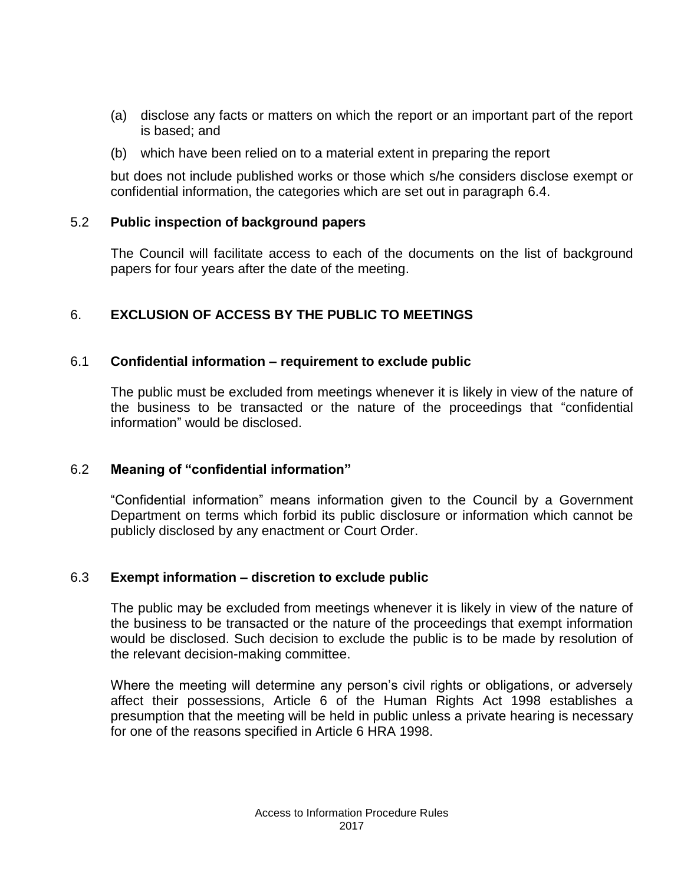(a) disclose any facts or matters on which the report or an important part of the report is based; and

(b) which have been relied on to a material extent in preparing the report

but does not include published works or those which s/he considers disclose exempt or confidential information, the categories which are set out in paragraph 6.4.

### 5.2 Public inspection of background papers

The Council will facilitate access to each of the documents on the list of background papers for four years after the date of the meeting.

## 6. EXCLUSION OF ACCESS BY THE PUBLIC TO MEETINGS

### 6.1 Confidential information – requirement to exclude public

The public must be excluded from meetings whenever it is likely in view of the nature of the business to be transacted or the nature of the proceedings that "confidential information" would be disclosed.

### 6.2 Meaning of "confidential information"

"Confidential information" means information given to the Council by a Government Department on terms which forbid its public disclosure or information which cannot be publicly disclosed by any enactment or Court Order.

### 6.3 Exempt information – discretion to exclude public

The public may be excluded from meetings whenever it is likely in view of the nature of the business to be transacted or the nature of the proceedings that exempt information would be disclosed. Such decision to exclude the public is to be made by resolution of the relevant decision-making committee.

Where the meeting will determine any person's civil rights or obligations, or adversely affect their possessions, Article 6 of the Human Rights Act 1998 establishes a presumption that the meeting will be held in public unless a private hearing is necessary for one of the reasons specified in Article 6 HRA 1998.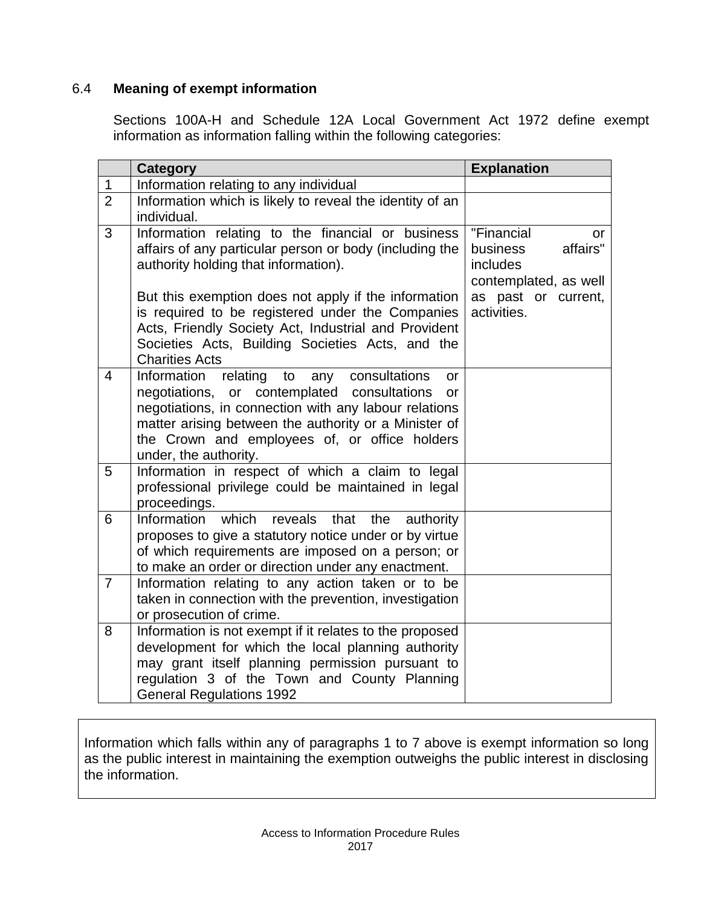## 6.4 **Meaning of exempt information**

Sections 100A-H and Schedule 12A Local Government Act 1972 define exempt information as information falling within the following categories:

| | **Category** | **Explanation** |
|---|---|---|
| 1 | Information relating to any individual | |
| 2 | Information which is likely to reveal the identity of an individual. | |
| 3 | Information relating to the financial or business affairs of any particular person or body (including the authority holding that information).<br><br>But this exemption does not apply if the information is required to be registered under the Companies Acts, Friendly Society Act, Industrial and Provident Societies Acts, Building Societies Acts, and the Charities Acts | "Financial or business affairs" includes contemplated, as well as past or current, activities. |
| 4 | Information relating to any consultations or negotiations, or contemplated consultations or negotiations, in connection with any labour relations matter arising between the authority or a Minister of the Crown and employees of, or office holders under, the authority. | |
| 5 | Information in respect of which a claim to legal professional privilege could be maintained in legal proceedings. | |
| 6 | Information which reveals that the authority proposes to give a statutory notice under or by virtue of which requirements are imposed on a person; or to make an order or direction under any enactment. | |
| 7 | Information relating to any action taken or to be taken in connection with the prevention, investigation or prosecution of crime. | |
| 8 | Information is not exempt if it relates to the proposed development for which the local planning authority may grant itself planning permission pursuant to regulation 3 of the Town and County Planning General Regulations 1992 | |

Information which falls within any of paragraphs 1 to 7 above is exempt information so long as the public interest in maintaining the exemption outweighs the public interest in disclosing the information.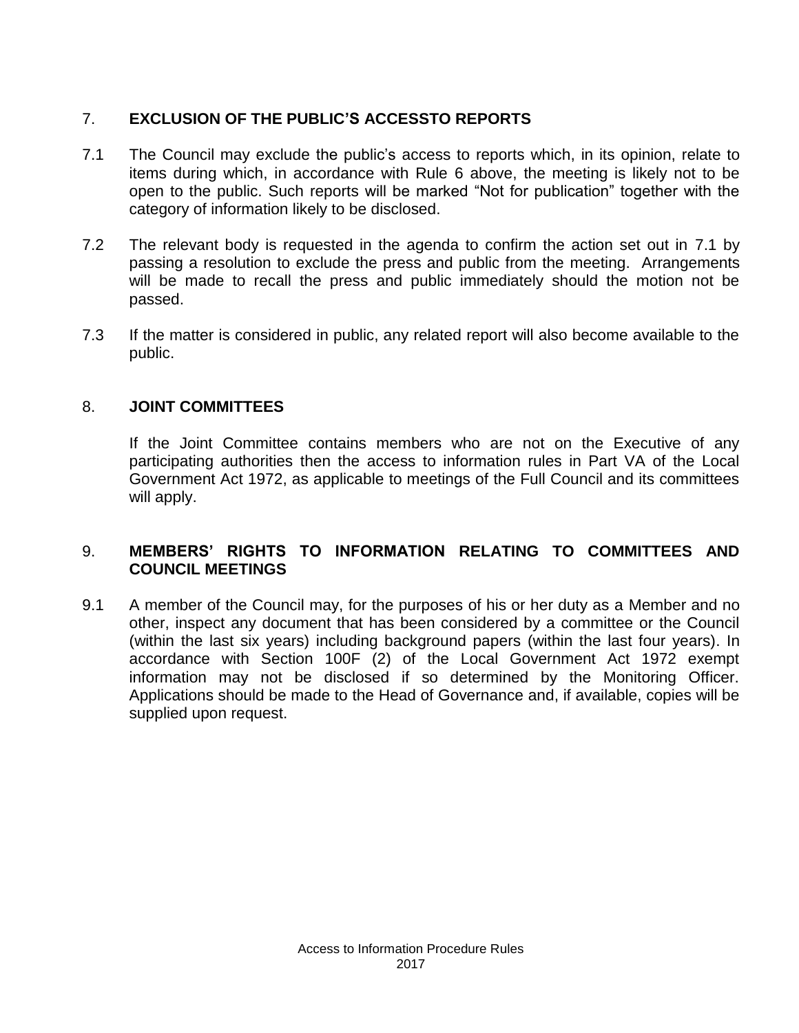## 7. EXCLUSION OF THE PUBLIC'S ACCESSTO REPORTS

7.1 The Council may exclude the public's access to reports which, in its opinion, relate to items during which, in accordance with Rule 6 above, the meeting is likely not to be open to the public. Such reports will be marked "Not for publication" together with the category of information likely to be disclosed.

7.2 The relevant body is requested in the agenda to confirm the action set out in 7.1 by passing a resolution to exclude the press and public from the meeting. Arrangements will be made to recall the press and public immediately should the motion not be passed.

7.3 If the matter is considered in public, any related report will also become available to the public.

## 8. JOINT COMMITTEES

If the Joint Committee contains members who are not on the Executive of any participating authorities then the access to information rules in Part VA of the Local Government Act 1972, as applicable to meetings of the Full Council and its committees will apply.

## 9. MEMBERS' RIGHTS TO INFORMATION RELATING TO COMMITTEES AND COUNCIL MEETINGS

9.1 A member of the Council may, for the purposes of his or her duty as a Member and no other, inspect any document that has been considered by a committee or the Council (within the last six years) including background papers (within the last four years). In accordance with Section 100F (2) of the Local Government Act 1972 exempt information may not be disclosed if so determined by the Monitoring Officer. Applications should be made to the Head of Governance and, if available, copies will be supplied upon request.